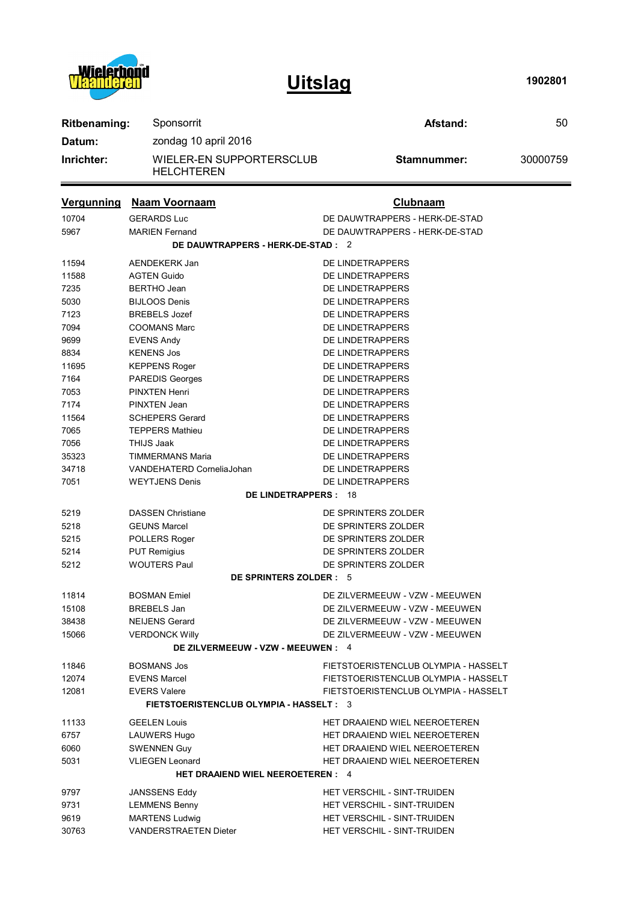Wielerbond Vlaanderen

# Uitslag

1902801

| | | | |
|---|---|---|---|
| **Ritbenaming:** | Sponsorrit | **Afstand:** | 50 |
| **Datum:** | zondag 10 april 2016 | | |
| **Inrichter:** | WIELER-EN SUPPORTERSCLUB HELCHTEREN | **Stamnummer:** | 30000759 |

| Vergunning | Naam Voornaam | Clubnaam |
|---|---|---|
| 10704 | GERARDS Luc | DE DAUWTRAPPERS - HERK-DE-STAD |
| 5967 | MARIEN Fernand | DE DAUWTRAPPERS - HERK-DE-STAD |
| | **DE DAUWTRAPPERS - HERK-DE-STAD :** 2 | |
| 11594 | AENDEKERK Jan | DE LINDETRAPPERS |
| 11588 | AGTEN Guido | DE LINDETRAPPERS |
| 7235 | BERTHO Jean | DE LINDETRAPPERS |
| 5030 | BIJLOOS Denis | DE LINDETRAPPERS |
| 7123 | BREBELS Jozef | DE LINDETRAPPERS |
| 7094 | COOMANS Marc | DE LINDETRAPPERS |
| 9699 | EVENS Andy | DE LINDETRAPPERS |
| 8834 | KENENS Jos | DE LINDETRAPPERS |
| 11695 | KEPPENS Roger | DE LINDETRAPPERS |
| 7164 | PAREDIS Georges | DE LINDETRAPPERS |
| 7053 | PINXTEN Henri | DE LINDETRAPPERS |
| 7174 | PINXTEN Jean | DE LINDETRAPPERS |
| 11564 | SCHEPERS Gerard | DE LINDETRAPPERS |
| 7065 | TEPPERS Mathieu | DE LINDETRAPPERS |
| 7056 | THIJS Jaak | DE LINDETRAPPERS |
| 35323 | TIMMERMANS Maria | DE LINDETRAPPERS |
| 34718 | VANDEHATERD CorneliaJohan | DE LINDETRAPPERS |
| 7051 | WEYTJENS Denis | DE LINDETRAPPERS |
| | **DE LINDETRAPPERS :** 18 | |
| 5219 | DASSEN Christiane | DE SPRINTERS ZOLDER |
| 5218 | GEUNS Marcel | DE SPRINTERS ZOLDER |
| 5215 | POLLERS Roger | DE SPRINTERS ZOLDER |
| 5214 | PUT Remigius | DE SPRINTERS ZOLDER |
| 5212 | WOUTERS Paul | DE SPRINTERS ZOLDER |
| | **DE SPRINTERS ZOLDER :** 5 | |
| 11814 | BOSMAN Emiel | DE ZILVERMEEUW - VZW - MEEUWEN |
| 15108 | BREBELS Jan | DE ZILVERMEEUW - VZW - MEEUWEN |
| 38438 | NEIJENS Gerard | DE ZILVERMEEUW - VZW - MEEUWEN |
| 15066 | VERDONCK Willy | DE ZILVERMEEUW - VZW - MEEUWEN |
| | **DE ZILVERMEEUW - VZW - MEEUWEN :** 4 | |
| 11846 | BOSMANS Jos | FIETSTOERISTENCLUB OLYMPIA - HASSELT |
| 12074 | EVENS Marcel | FIETSTOERISTENCLUB OLYMPIA - HASSELT |
| 12081 | EVERS Valere | FIETSTOERISTENCLUB OLYMPIA - HASSELT |
| | **FIETSTOERISTENCLUB OLYMPIA - HASSELT :** 3 | |
| 11133 | GEELEN Louis | HET DRAAIEND WIEL NEEROETEREN |
| 6757 | LAUWERS Hugo | HET DRAAIEND WIEL NEEROETEREN |
| 6060 | SWENNEN Guy | HET DRAAIEND WIEL NEEROETEREN |
| 5031 | VLIEGEN Leonard | HET DRAAIEND WIEL NEEROETEREN |
| | **HET DRAAIEND WIEL NEEROETEREN :** 4 | |
| 9797 | JANSSENS Eddy | HET VERSCHIL - SINT-TRUIDEN |
| 9731 | LEMMENS Benny | HET VERSCHIL - SINT-TRUIDEN |
| 9619 | MARTENS Ludwig | HET VERSCHIL - SINT-TRUIDEN |
| 30763 | VANDERSTRAETEN Dieter | HET VERSCHIL - SINT-TRUIDEN |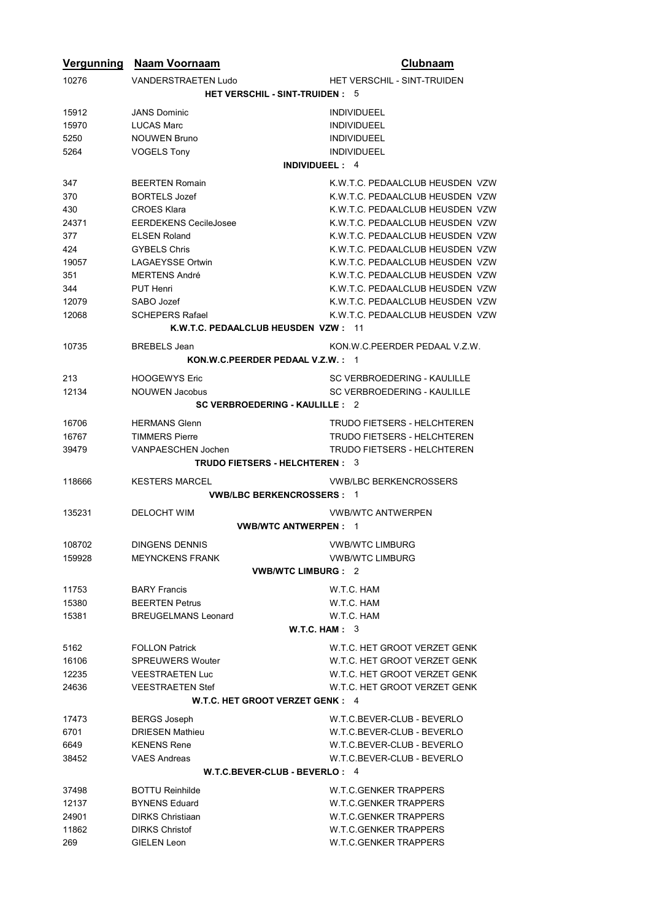| Vergunning | Naam Voornaam | Clubnaam |
| --- | --- | --- |
| 10276 | VANDERSTRAETEN Ludo | HET VERSCHIL - SINT-TRUIDEN |
| | **HET VERSCHIL - SINT-TRUIDEN : 5** | |
| 15912 | JANS Dominic | INDIVIDUEEL |
| 15970 | LUCAS Marc | INDIVIDUEEL |
| 5250 | NOUWEN Bruno | INDIVIDUEEL |
| 5264 | VOGELS Tony | INDIVIDUEEL |
| | **INDIVIDUEEL : 4** | |
| 347 | BEERTEN Romain | K.W.T.C. PEDAALCLUB HEUSDEN VZW |
| 370 | BORTELS Jozef | K.W.T.C. PEDAALCLUB HEUSDEN VZW |
| 430 | CROES Klara | K.W.T.C. PEDAALCLUB HEUSDEN VZW |
| 24371 | EERDEKENS CecileJosee | K.W.T.C. PEDAALCLUB HEUSDEN VZW |
| 377 | ELSEN Roland | K.W.T.C. PEDAALCLUB HEUSDEN VZW |
| 424 | GYBELS Chris | K.W.T.C. PEDAALCLUB HEUSDEN VZW |
| 19057 | LAGAEYSSE Ortwin | K.W.T.C. PEDAALCLUB HEUSDEN VZW |
| 351 | MERTENS André | K.W.T.C. PEDAALCLUB HEUSDEN VZW |
| 344 | PUT Henri | K.W.T.C. PEDAALCLUB HEUSDEN VZW |
| 12079 | SABO Jozef | K.W.T.C. PEDAALCLUB HEUSDEN VZW |
| 12068 | SCHEPERS Rafael | K.W.T.C. PEDAALCLUB HEUSDEN VZW |
| | **K.W.T.C. PEDAALCLUB HEUSDEN VZW : 11** | |
| 10735 | BREBELS Jean | KON.W.C.PEERDER PEDAAL V.Z.W. |
| | **KON.W.C.PEERDER PEDAAL V.Z.W. : 1** | |
| 213 | HOOGEWYS Eric | SC VERBROEDERING - KAULILLE |
| 12134 | NOUWEN Jacobus | SC VERBROEDERING - KAULILLE |
| | **SC VERBROEDERING - KAULILLE : 2** | |
| 16706 | HERMANS Glenn | TRUDO FIETSERS - HELCHTEREN |
| 16767 | TIMMERS Pierre | TRUDO FIETSERS - HELCHTEREN |
| 39479 | VANPAESCHEN Jochen | TRUDO FIETSERS - HELCHTEREN |
| | **TRUDO FIETSERS - HELCHTEREN : 3** | |
| 118666 | KESTERS MARCEL | VWB/LBC BERKENCROSSERS |
| | **VWB/LBC BERKENCROSSERS : 1** | |
| 135231 | DELOCHT WIM | VWB/WTC ANTWERPEN |
| | **VWB/WTC ANTWERPEN : 1** | |
| 108702 | DINGENS DENNIS | VWB/WTC LIMBURG |
| 159928 | MEYNCKENS FRANK | VWB/WTC LIMBURG |
| | **VWB/WTC LIMBURG : 2** | |
| 11753 | BARY Francis | W.T.C. HAM |
| 15380 | BEERTEN Petrus | W.T.C. HAM |
| 15381 | BREUGELMANS Leonard | W.T.C. HAM |
| | **W.T.C. HAM : 3** | |
| 5162 | FOLLON Patrick | W.T.C. HET GROOT VERZET GENK |
| 16106 | SPREUWERS Wouter | W.T.C. HET GROOT VERZET GENK |
| 12235 | VEESTRAETEN Luc | W.T.C. HET GROOT VERZET GENK |
| 24636 | VEESTRAETEN Stef | W.T.C. HET GROOT VERZET GENK |
| | **W.T.C. HET GROOT VERZET GENK : 4** | |
| 17473 | BERGS Joseph | W.T.C.BEVER-CLUB - BEVERLO |
| 6701 | DRIESEN Mathieu | W.T.C.BEVER-CLUB - BEVERLO |
| 6649 | KENENS Rene | W.T.C.BEVER-CLUB - BEVERLO |
| 38452 | VAES Andreas | W.T.C.BEVER-CLUB - BEVERLO |
| | **W.T.C.BEVER-CLUB - BEVERLO : 4** | |
| 37498 | BOTTU Reinhilde | W.T.C.GENKER TRAPPERS |
| 12137 | BYNENS Eduard | W.T.C.GENKER TRAPPERS |
| 24901 | DIRKS Christiaan | W.T.C.GENKER TRAPPERS |
| 11862 | DIRKS Christof | W.T.C.GENKER TRAPPERS |
| 269 | GIELEN Leon | W.T.C.GENKER TRAPPERS |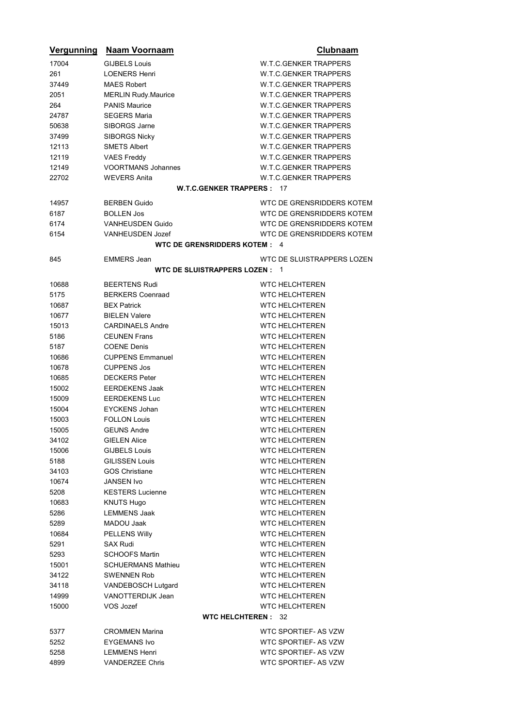| Vergunning | Naam Voornaam | Clubnaam |
|---|---|---|
| 17004 | GIJBELS Louis | W.T.C.GENKER TRAPPERS |
| 261 | LOENERS Henri | W.T.C.GENKER TRAPPERS |
| 37449 | MAES Robert | W.T.C.GENKER TRAPPERS |
| 2051 | MERLIN Rudy.Maurice | W.T.C.GENKER TRAPPERS |
| 264 | PANIS Maurice | W.T.C.GENKER TRAPPERS |
| 24787 | SEGERS Maria | W.T.C.GENKER TRAPPERS |
| 50638 | SIBORGS Jarne | W.T.C.GENKER TRAPPERS |
| 37499 | SIBORGS Nicky | W.T.C.GENKER TRAPPERS |
| 12113 | SMETS Albert | W.T.C.GENKER TRAPPERS |
| 12119 | VAES Freddy | W.T.C.GENKER TRAPPERS |
| 12149 | VOORTMANS Johannes | W.T.C.GENKER TRAPPERS |
| 22702 | WEVERS Anita | W.T.C.GENKER TRAPPERS |
| | **W.T.C.GENKER TRAPPERS : 17** | |
| 14957 | BERBEN Guido | WTC DE GRENSRIDDERS KOTEM |
| 6187 | BOLLEN Jos | WTC DE GRENSRIDDERS KOTEM |
| 6174 | VANHEUSDEN Guido | WTC DE GRENSRIDDERS KOTEM |
| 6154 | VANHEUSDEN Jozef | WTC DE GRENSRIDDERS KOTEM |
| | **WTC DE GRENSRIDDERS KOTEM : 4** | |
| 845 | EMMERS Jean | WTC DE SLUISTRAPPERS LOZEN |
| | **WTC DE SLUISTRAPPERS LOZEN : 1** | |
| 10688 | BEERTENS Rudi | WTC HELCHTEREN |
| 5175 | BERKERS Coenraad | WTC HELCHTEREN |
| 10687 | BEX Patrick | WTC HELCHTEREN |
| 10677 | BIELEN Valere | WTC HELCHTEREN |
| 15013 | CARDINAELS Andre | WTC HELCHTEREN |
| 5186 | CEUNEN Frans | WTC HELCHTEREN |
| 5187 | COENE Denis | WTC HELCHTEREN |
| 10686 | CUPPENS Emmanuel | WTC HELCHTEREN |
| 10678 | CUPPENS Jos | WTC HELCHTEREN |
| 10685 | DECKERS Peter | WTC HELCHTEREN |
| 15002 | EERDEKENS Jaak | WTC HELCHTEREN |
| 15009 | EERDEKENS Luc | WTC HELCHTEREN |
| 15004 | EYCKENS Johan | WTC HELCHTEREN |
| 15003 | FOLLON Louis | WTC HELCHTEREN |
| 15005 | GEUNS Andre | WTC HELCHTEREN |
| 34102 | GIELEN Alice | WTC HELCHTEREN |
| 15006 | GIJBELS Louis | WTC HELCHTEREN |
| 5188 | GILISSEN Louis | WTC HELCHTEREN |
| 34103 | GOS Christiane | WTC HELCHTEREN |
| 10674 | JANSEN Ivo | WTC HELCHTEREN |
| 5208 | KESTERS Lucienne | WTC HELCHTEREN |
| 10683 | KNUTS Hugo | WTC HELCHTEREN |
| 5286 | LEMMENS Jaak | WTC HELCHTEREN |
| 5289 | MADOU Jaak | WTC HELCHTEREN |
| 10684 | PELLENS Willy | WTC HELCHTEREN |
| 5291 | SAX Rudi | WTC HELCHTEREN |
| 5293 | SCHOOFS Martin | WTC HELCHTEREN |
| 15001 | SCHUERMANS Mathieu | WTC HELCHTEREN |
| 34122 | SWENNEN Rob | WTC HELCHTEREN |
| 34118 | VANDEBOSCH Lutgard | WTC HELCHTEREN |
| 14999 | VANOTTERDIJK Jean | WTC HELCHTEREN |
| 15000 | VOS Jozef | WTC HELCHTEREN |
| | **WTC HELCHTEREN : 32** | |
| 5377 | CROMMEN Marina | WTC SPORTIEF- AS VZW |
| 5252 | EYGEMANS Ivo | WTC SPORTIEF- AS VZW |
| 5258 | LEMMENS Henri | WTC SPORTIEF- AS VZW |
| 4899 | VANDERZEE Chris | WTC SPORTIEF- AS VZW |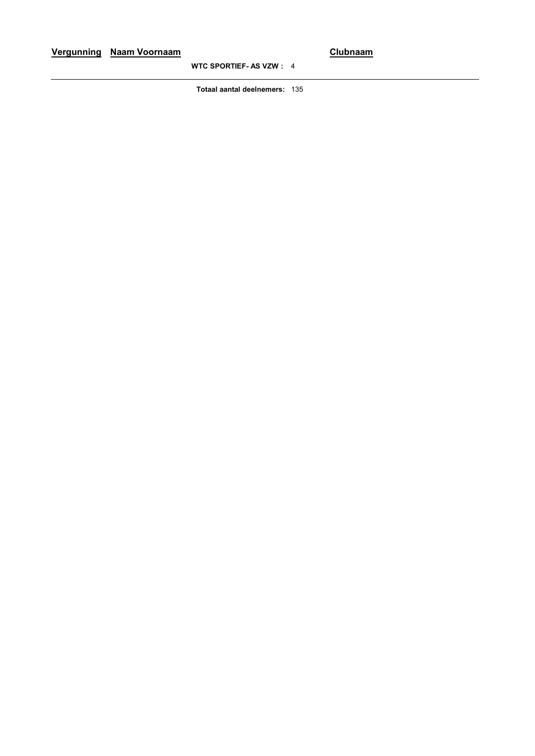| Vergunning | Naam Voornaam | Clubnaam |
| --- | --- | --- |

**WTC SPORTIEF- AS VZW :** 4

---

**Totaal aantal deelnemers:** 135